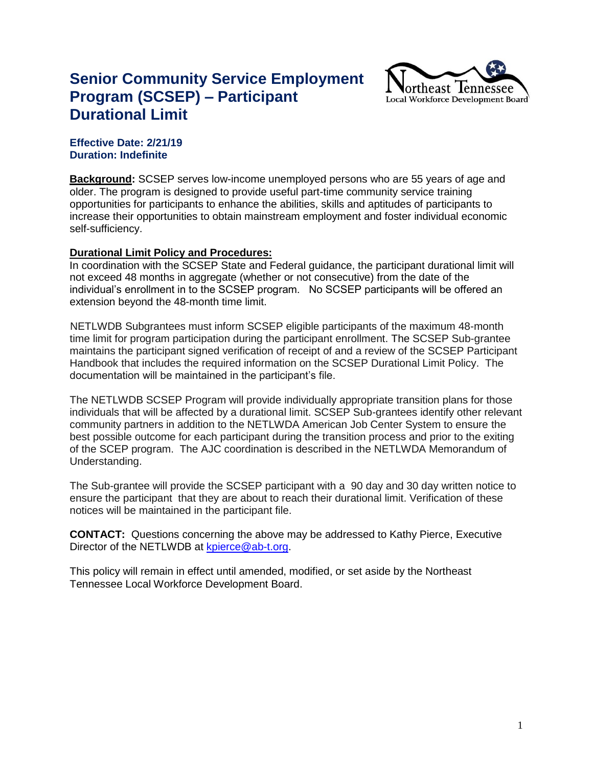# Senior Community Service Employment Program (SCSEP) – Participant Durational Limit

Northeast Tennessee
Local Workforce Development Board

**Effective Date: 2/21/19**
**Duration: Indefinite**

**Background:** SCSEP serves low-income unemployed persons who are 55 years of age and older. The program is designed to provide useful part-time community service training opportunities for participants to enhance the abilities, skills and aptitudes of participants to increase their opportunities to obtain mainstream employment and foster individual economic self-sufficiency.

**Durational Limit Policy and Procedures:**
In coordination with the SCSEP State and Federal guidance, the participant durational limit will not exceed 48 months in aggregate (whether or not consecutive) from the date of the individual's enrollment in to the SCSEP program. No SCSEP participants will be offered an extension beyond the 48-month time limit.

NETLWDB Subgrantees must inform SCSEP eligible participants of the maximum 48-month time limit for program participation during the participant enrollment. The SCSEP Sub-grantee maintains the participant signed verification of receipt of and a review of the SCSEP Participant Handbook that includes the required information on the SCSEP Durational Limit Policy. The documentation will be maintained in the participant's file.

The NETLWDB SCSEP Program will provide individually appropriate transition plans for those individuals that will be affected by a durational limit. SCSEP Sub-grantees identify other relevant community partners in addition to the NETLWDA American Job Center System to ensure the best possible outcome for each participant during the transition process and prior to the exiting of the SCEP program. The AJC coordination is described in the NETLWDA Memorandum of Understanding.

The Sub-grantee will provide the SCSEP participant with a 90 day and 30 day written notice to ensure the participant that they are about to reach their durational limit. Verification of these notices will be maintained in the participant file.

**CONTACT:** Questions concerning the above may be addressed to Kathy Pierce, Executive Director of the NETLWDB at kpierce@ab-t.org.

This policy will remain in effect until amended, modified, or set aside by the Northeast Tennessee Local Workforce Development Board.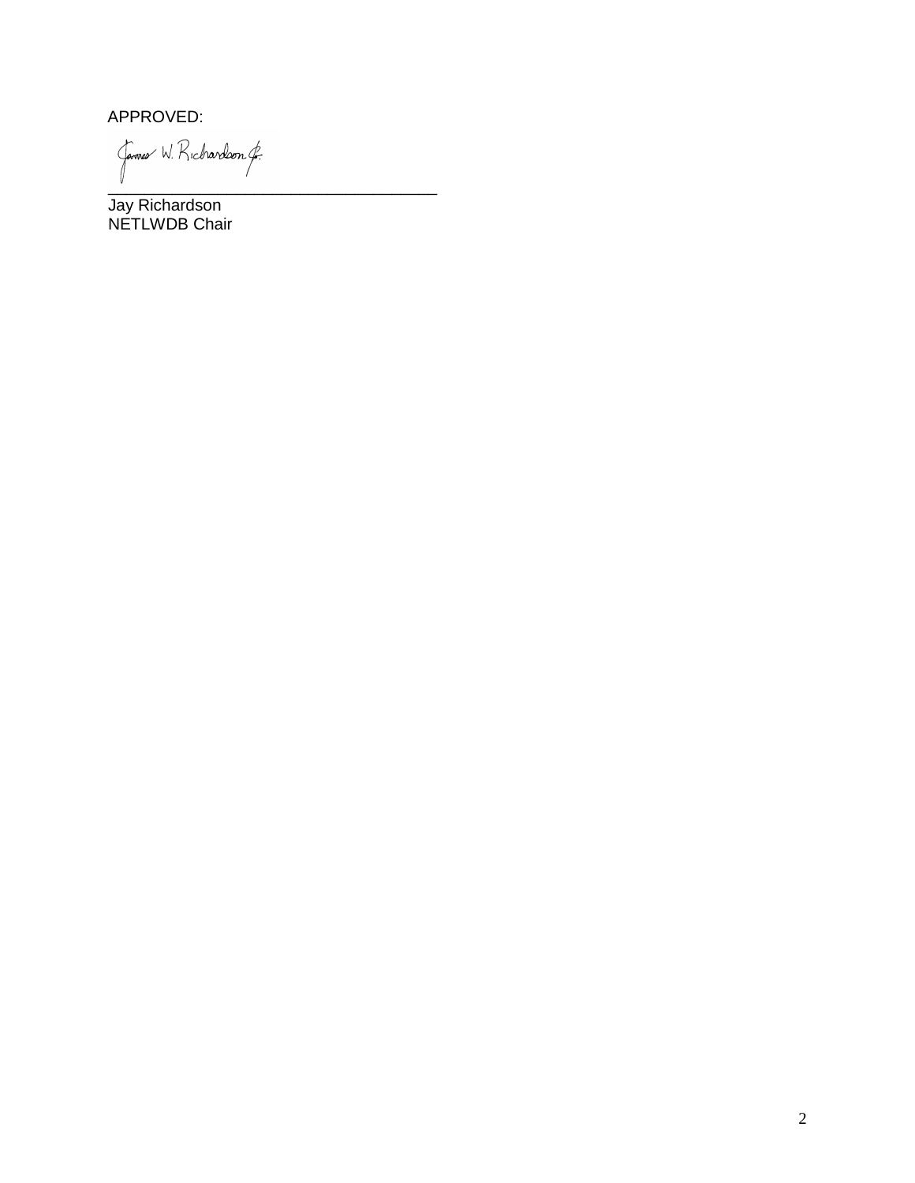APPROVED:

James W. Richardson Jr.

___________________________________

Jay Richardson
NETLWDB Chair